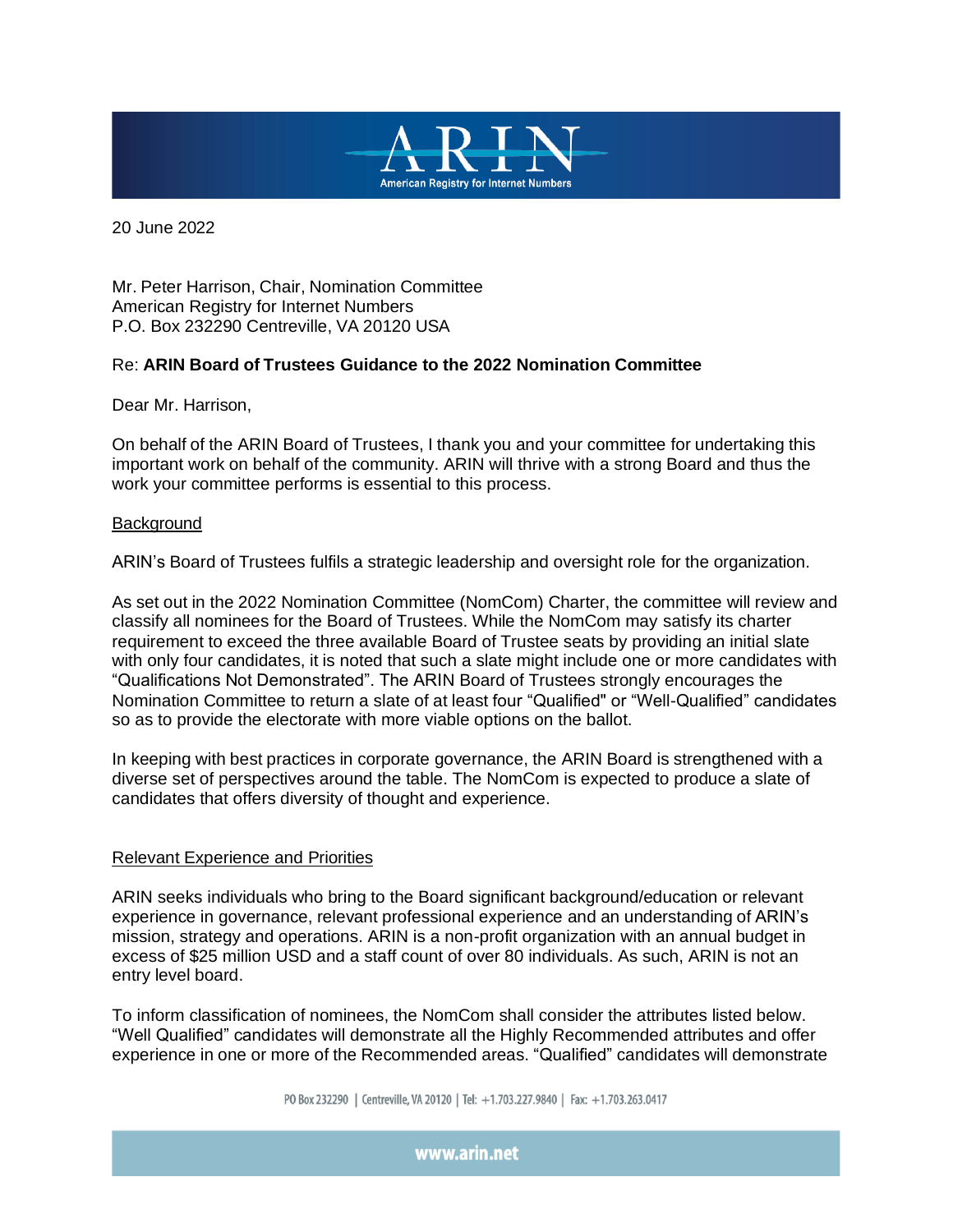20 June 2022

Mr. Peter Harrison, Chair, Nomination Committee
American Registry for Internet Numbers
P.O. Box 232290 Centreville, VA 20120 USA

Re: **ARIN Board of Trustees Guidance to the 2022 Nomination Committee**

Dear Mr. Harrison,

On behalf of the ARIN Board of Trustees, I thank you and your committee for undertaking this important work on behalf of the community. ARIN will thrive with a strong Board and thus the work your committee performs is essential to this process.

## Background

ARIN's Board of Trustees fulfils a strategic leadership and oversight role for the organization.

As set out in the 2022 Nomination Committee (NomCom) Charter, the committee will review and classify all nominees for the Board of Trustees. While the NomCom may satisfy its charter requirement to exceed the three available Board of Trustee seats by providing an initial slate with only four candidates, it is noted that such a slate might include one or more candidates with "Qualifications Not Demonstrated". The ARIN Board of Trustees strongly encourages the Nomination Committee to return a slate of at least four "Qualified" or "Well-Qualified" candidates so as to provide the electorate with more viable options on the ballot.

In keeping with best practices in corporate governance, the ARIN Board is strengthened with a diverse set of perspectives around the table. The NomCom is expected to produce a slate of candidates that offers diversity of thought and experience.

## Relevant Experience and Priorities

ARIN seeks individuals who bring to the Board significant background/education or relevant experience in governance, relevant professional experience and an understanding of ARIN's mission, strategy and operations. ARIN is a non-profit organization with an annual budget in excess of $25 million USD and a staff count of over 80 individuals. As such, ARIN is not an entry level board.

To inform classification of nominees, the NomCom shall consider the attributes listed below. "Well Qualified" candidates will demonstrate all the Highly Recommended attributes and offer experience in one or more of the Recommended areas. "Qualified" candidates will demonstrate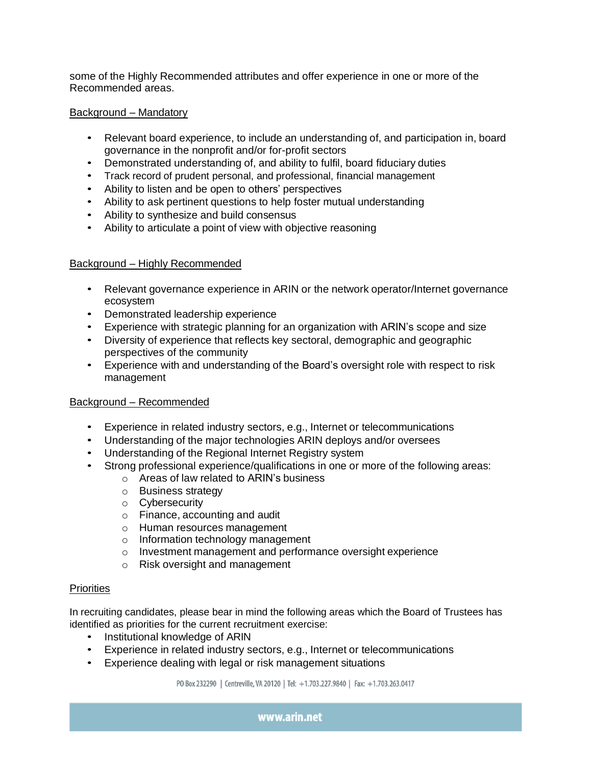some of the Highly Recommended attributes and offer experience in one or more of the Recommended areas.

Background – Mandatory

- Relevant board experience, to include an understanding of, and participation in, board governance in the nonprofit and/or for-profit sectors
- Demonstrated understanding of, and ability to fulfil, board fiduciary duties
- Track record of prudent personal, and professional, financial management
- Ability to listen and be open to others' perspectives
- Ability to ask pertinent questions to help foster mutual understanding
- Ability to synthesize and build consensus
- Ability to articulate a point of view with objective reasoning

Background – Highly Recommended

- Relevant governance experience in ARIN or the network operator/Internet governance ecosystem
- Demonstrated leadership experience
- Experience with strategic planning for an organization with ARIN's scope and size
- Diversity of experience that reflects key sectoral, demographic and geographic perspectives of the community
- Experience with and understanding of the Board's oversight role with respect to risk management

Background – Recommended

- Experience in related industry sectors, e.g., Internet or telecommunications
- Understanding of the major technologies ARIN deploys and/or oversees
- Understanding of the Regional Internet Registry system
- Strong professional experience/qualifications in one or more of the following areas:
  - Areas of law related to ARIN's business
  - Business strategy
  - Cybersecurity
  - Finance, accounting and audit
  - Human resources management
  - Information technology management
  - Investment management and performance oversight experience
  - Risk oversight and management

Priorities

In recruiting candidates, please bear in mind the following areas which the Board of Trustees has identified as priorities for the current recruitment exercise:

- Institutional knowledge of ARIN
- Experience in related industry sectors, e.g., Internet or telecommunications
- Experience dealing with legal or risk management situations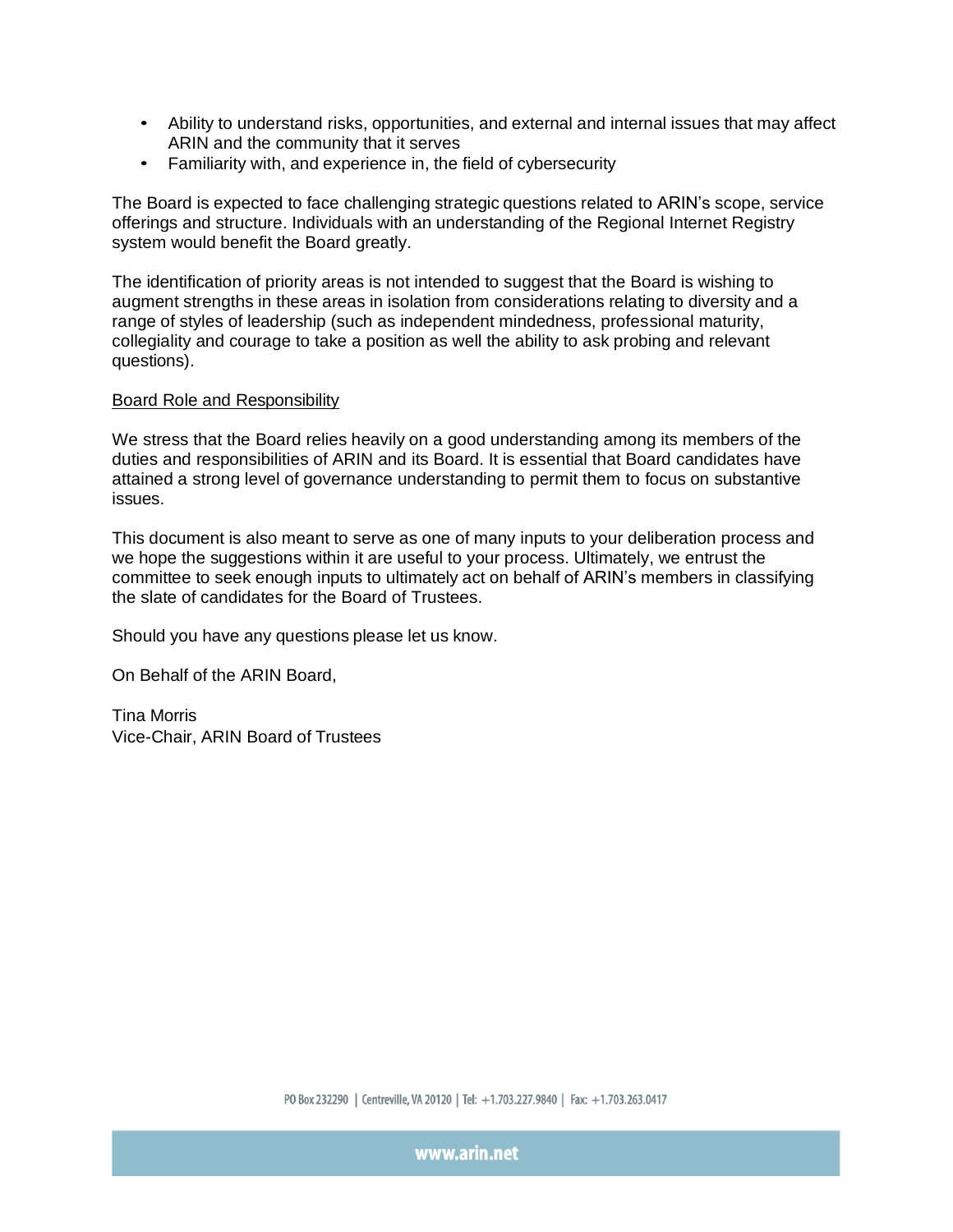- Ability to understand risks, opportunities, and external and internal issues that may affect ARIN and the community that it serves
- Familiarity with, and experience in, the field of cybersecurity

The Board is expected to face challenging strategic questions related to ARIN's scope, service offerings and structure. Individuals with an understanding of the Regional Internet Registry system would benefit the Board greatly.

The identification of priority areas is not intended to suggest that the Board is wishing to augment strengths in these areas in isolation from considerations relating to diversity and a range of styles of leadership (such as independent mindedness, professional maturity, collegiality and courage to take a position as well the ability to ask probing and relevant questions).

<u>Board Role and Responsibility</u>

We stress that the Board relies heavily on a good understanding among its members of the duties and responsibilities of ARIN and its Board. It is essential that Board candidates have attained a strong level of governance understanding to permit them to focus on substantive issues.

This document is also meant to serve as one of many inputs to your deliberation process and we hope the suggestions within it are useful to your process. Ultimately, we entrust the committee to seek enough inputs to ultimately act on behalf of ARIN's members in classifying the slate of candidates for the Board of Trustees.

Should you have any questions please let us know.

On Behalf of the ARIN Board,

Tina Morris
Vice-Chair, ARIN Board of Trustees

PO Box 232290 | Centreville, VA 20120 | Tel: +1.703.227.9840 | Fax: +1.703.263.0417

www.arin.net